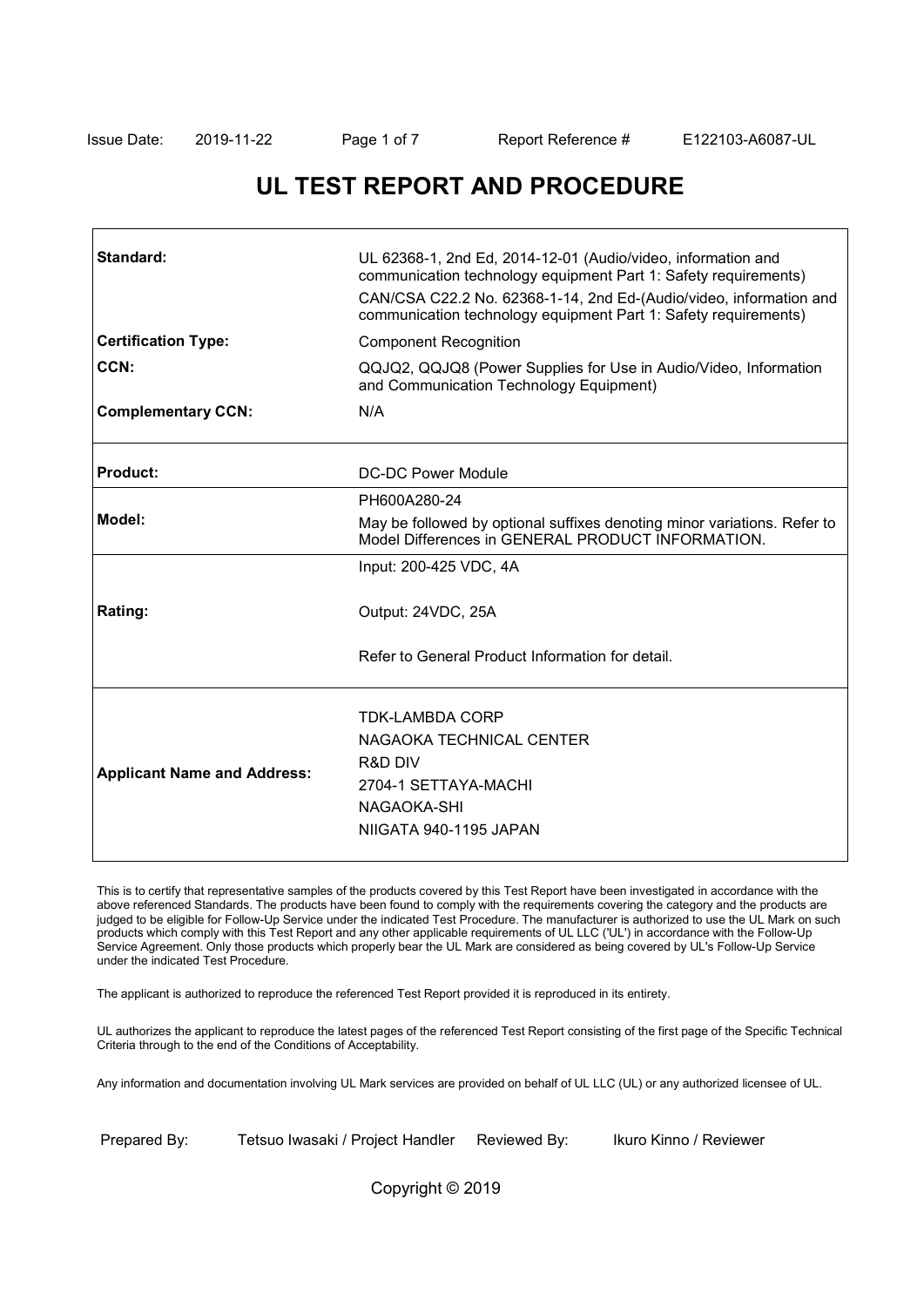# UL TEST REPORT AND PROCEDURE

| | |
|---|---|
| **Standard:** | UL 62368-1, 2nd Ed, 2014-12-01 (Audio/video, information and communication technology equipment Part 1: Safety requirements)<br>CAN/CSA C22.2 No. 62368-1-14, 2nd Ed-(Audio/video, information and communication technology equipment Part 1: Safety requirements) |
| **Certification Type:** | Component Recognition |
| **CCN:** | QQJQ2, QQJQ8 (Power Supplies for Use in Audio/Video, Information and Communication Technology Equipment) |
| **Complementary CCN:** | N/A |
| **Product:** | DC-DC Power Module |
| **Model:** | PH600A280-24<br>May be followed by optional suffixes denoting minor variations. Refer to Model Differences in GENERAL PRODUCT INFORMATION. |
| **Rating:** | Input: 200-425 VDC, 4A<br>Output: 24VDC, 25A<br>Refer to General Product Information for detail. |
| **Applicant Name and Address:** | TDK-LAMBDA CORP<br>NAGAOKA TECHNICAL CENTER<br>R&D DIV<br>2704-1 SETTAYA-MACHI<br>NAGAOKA-SHI<br>NIIGATA 940-1195 JAPAN |

This is to certify that representative samples of the products covered by this Test Report have been investigated in accordance with the above referenced Standards. The products have been found to comply with the requirements covering the category and the products are judged to be eligible for Follow-Up Service under the indicated Test Procedure. The manufacturer is authorized to use the UL Mark on such products which comply with this Test Report and any other applicable requirements of UL LLC ('UL') in accordance with the Follow-Up Service Agreement. Only those products which properly bear the UL Mark are considered as being covered by UL's Follow-Up Service under the indicated Test Procedure.

The applicant is authorized to reproduce the referenced Test Report provided it is reproduced in its entirety.

UL authorizes the applicant to reproduce the latest pages of the referenced Test Report consisting of the first page of the Specific Technical Criteria through to the end of the Conditions of Acceptability.

Any information and documentation involving UL Mark services are provided on behalf of UL LLC (UL) or any authorized licensee of UL.

Prepared By: Tetsuo Iwasaki / Project Handler Reviewed By: Ikuro Kinno / Reviewer

Copyright © 2019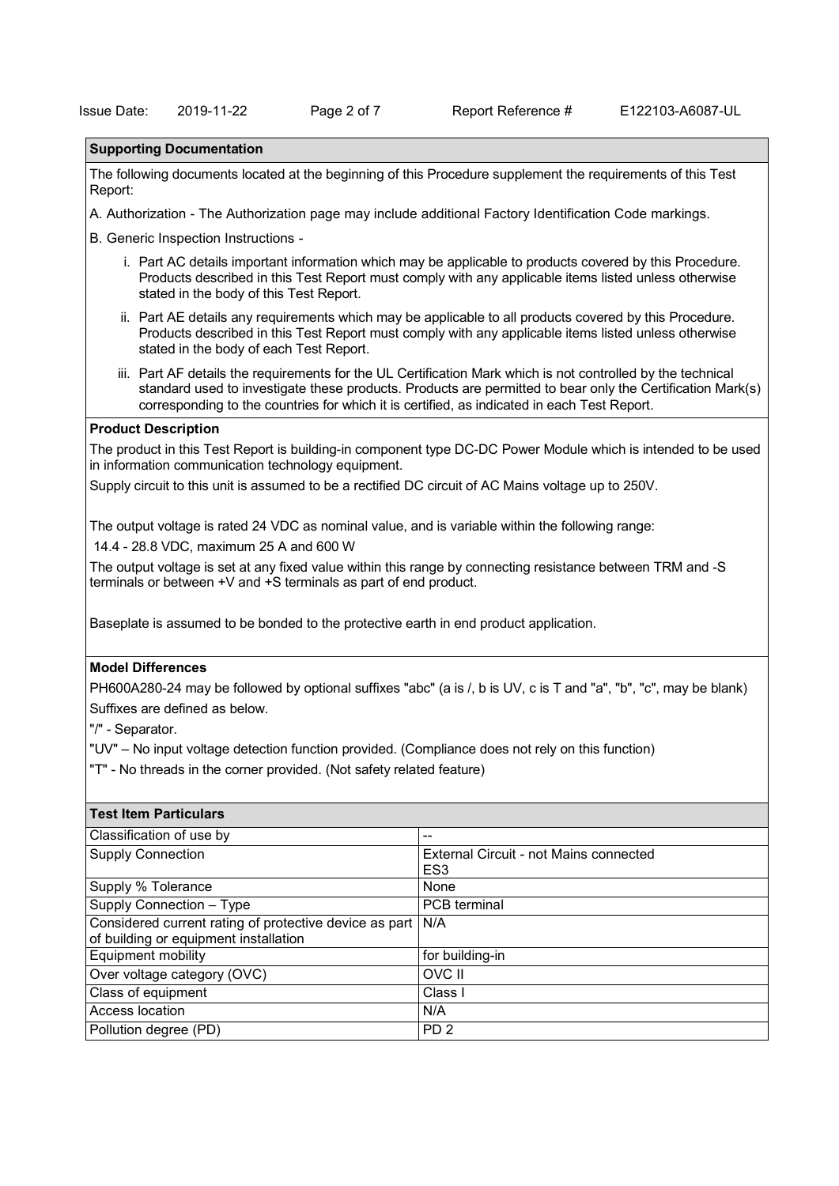## Supporting Documentation

The following documents located at the beginning of this Procedure supplement the requirements of this Test Report:

A. Authorization - The Authorization page may include additional Factory Identification Code markings.

B. Generic Inspection Instructions -

i. Part AC details important information which may be applicable to products covered by this Procedure. Products described in this Test Report must comply with any applicable items listed unless otherwise stated in the body of this Test Report.

ii. Part AE details any requirements which may be applicable to all products covered by this Procedure. Products described in this Test Report must comply with any applicable items listed unless otherwise stated in the body of each Test Report.

iii. Part AF details the requirements for the UL Certification Mark which is not controlled by the technical standard used to investigate these products. Products are permitted to bear only the Certification Mark(s) corresponding to the countries for which it is certified, as indicated in each Test Report.

## Product Description

The product in this Test Report is building-in component type DC-DC Power Module which is intended to be used in information communication technology equipment.

Supply circuit to this unit is assumed to be a rectified DC circuit of AC Mains voltage up to 250V.

The output voltage is rated 24 VDC as nominal value, and is variable within the following range:

14.4 - 28.8 VDC, maximum 25 A and 600 W

The output voltage is set at any fixed value within this range by connecting resistance between TRM and -S terminals or between +V and +S terminals as part of end product.

Baseplate is assumed to be bonded to the protective earth in end product application.

## Model Differences

PH600A280-24 may be followed by optional suffixes "abc" (a is /, b is UV, c is T and "a", "b", "c", may be blank)

Suffixes are defined as below.

"/" - Separator.

"UV" – No input voltage detection function provided. (Compliance does not rely on this function)

"T" - No threads in the corner provided. (Not safety related feature)

## Test Item Particulars

| Classification of use by | -- |
|---|---|
| Supply Connection | External Circuit - not Mains connected<br>ES3 |
| Supply % Tolerance | None |
| Supply Connection – Type | PCB terminal |
| Considered current rating of protective device as part of building or equipment installation | N/A |
| Equipment mobility | for building-in |
| Over voltage category (OVC) | OVC II |
| Class of equipment | Class I |
| Access location | N/A |
| Pollution degree (PD) | PD 2 |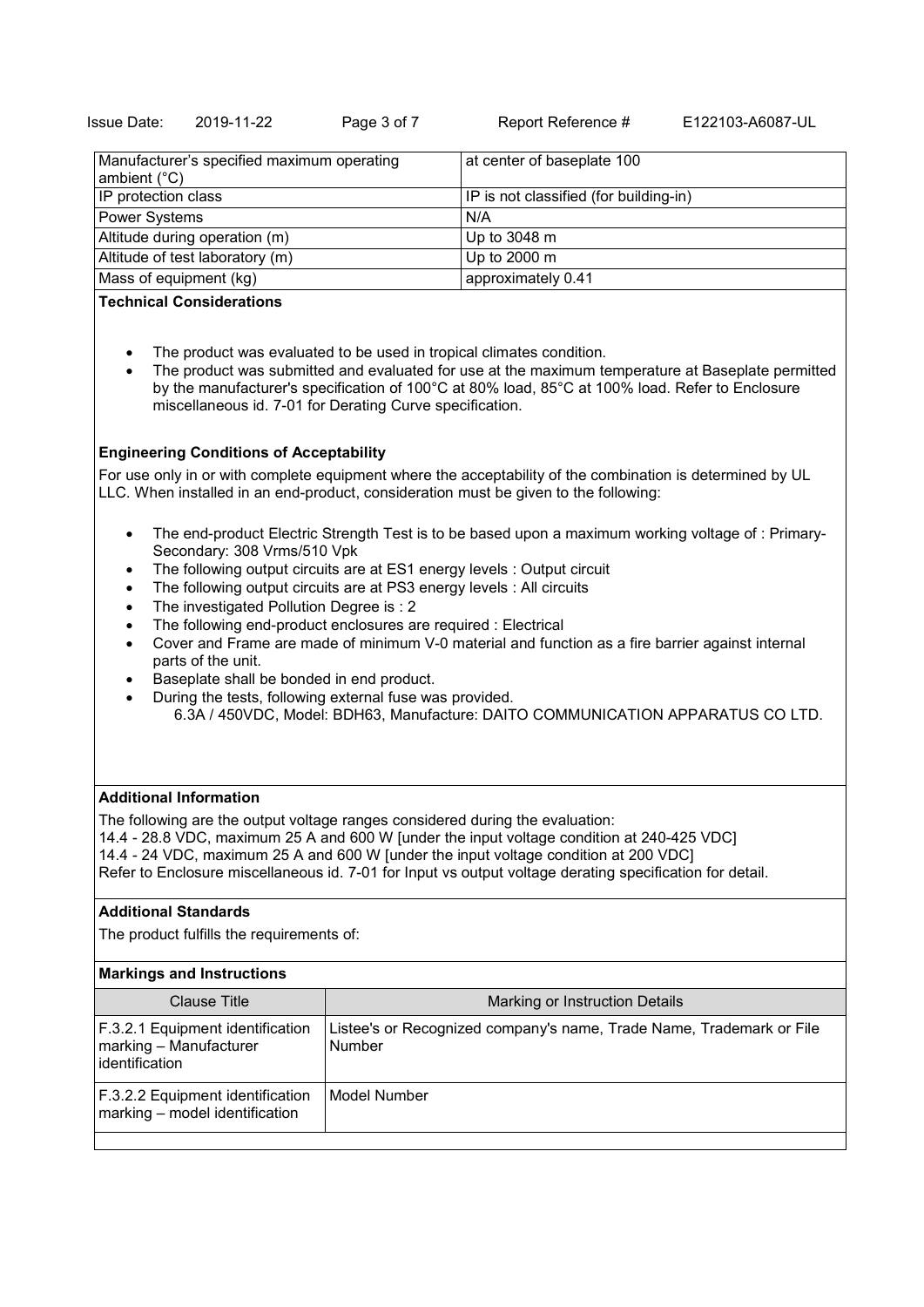| | |
|---|---|
| Manufacturer's specified maximum operating ambient (°C) | at center of baseplate 100 |
| IP protection class | IP is not classified (for building-in) |
| Power Systems | N/A |
| Altitude during operation (m) | Up to 3048 m |
| Altitude of test laboratory (m) | Up to 2000 m |
| Mass of equipment (kg) | approximately 0.41 |

**Technical Considerations**

- The product was evaluated to be used in tropical climates condition.
- The product was submitted and evaluated for use at the maximum temperature at Baseplate permitted by the manufacturer's specification of 100°C at 80% load, 85°C at 100% load. Refer to Enclosure miscellaneous id. 7-01 for Derating Curve specification.

**Engineering Conditions of Acceptability**

For use only in or with complete equipment where the acceptability of the combination is determined by UL LLC. When installed in an end-product, consideration must be given to the following:

- The end-product Electric Strength Test is to be based upon a maximum working voltage of : Primary-Secondary: 308 Vrms/510 Vpk
- The following output circuits are at ES1 energy levels : Output circuit
- The following output circuits are at PS3 energy levels : All circuits
- The investigated Pollution Degree is : 2
- The following end-product enclosures are required : Electrical
- Cover and Frame are made of minimum V-0 material and function as a fire barrier against internal parts of the unit.
- Baseplate shall be bonded in end product.
- During the tests, following external fuse was provided.
  6.3A / 450VDC, Model: BDH63, Manufacture: DAITO COMMUNICATION APPARATUS CO LTD.

**Additional Information**

The following are the output voltage ranges considered during the evaluation:
14.4 - 28.8 VDC, maximum 25 A and 600 W [under the input voltage condition at 240-425 VDC]
14.4 - 24 VDC, maximum 25 A and 600 W [under the input voltage condition at 200 VDC]
Refer to Enclosure miscellaneous id. 7-01 for Input vs output voltage derating specification for detail.

**Additional Standards**

The product fulfills the requirements of:

**Markings and Instructions**

| Clause Title | Marking or Instruction Details |
|---|---|
| F.3.2.1 Equipment identification marking – Manufacturer identification | Listee's or Recognized company's name, Trade Name, Trademark or File Number |
| F.3.2.2 Equipment identification marking – model identification | Model Number |